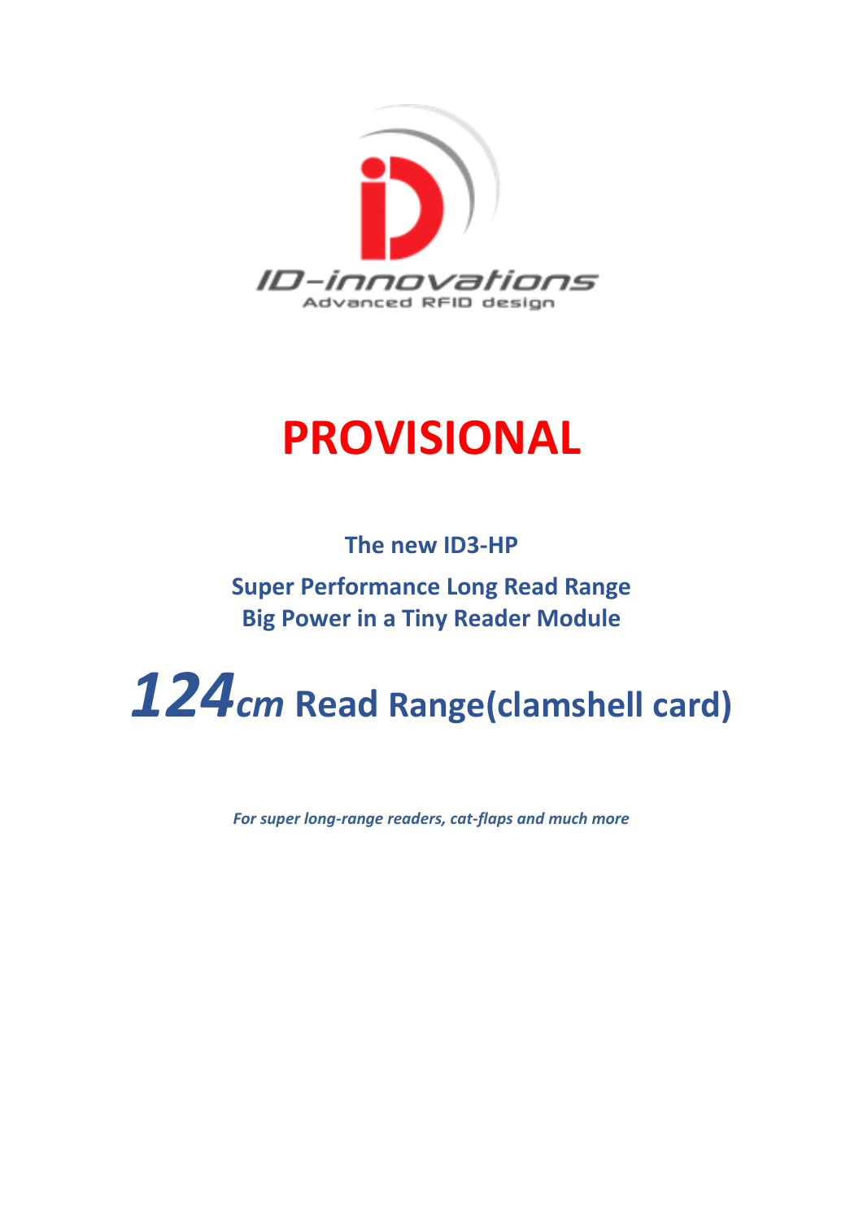ID-innovations

Advanced RFID design

# PROVISIONAL

**The new ID3-HP**

**Super Performance Long Read Range**
**Big Power in a Tiny Reader Module**

# *124cm* Read Range(clamshell card)

***For super long-range readers, cat-flaps and much more***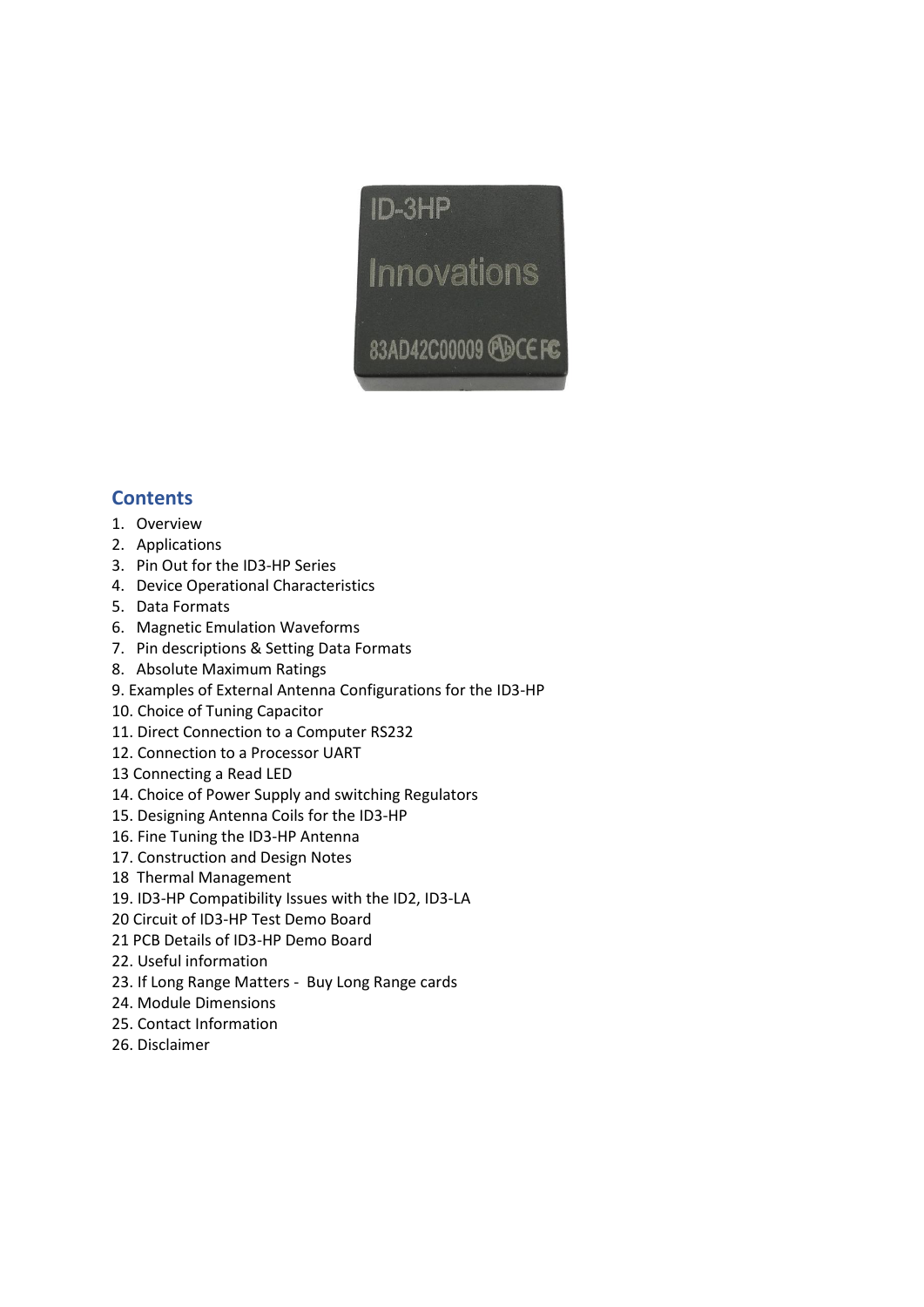## Contents

1. Overview
2. Applications
3. Pin Out for the ID3-HP Series
4. Device Operational Characteristics
5. Data Formats
6. Magnetic Emulation Waveforms
7. Pin descriptions & Setting Data Formats
8. Absolute Maximum Ratings
9. Examples of External Antenna Configurations for the ID3-HP
10. Choice of Tuning Capacitor
11. Direct Connection to a Computer RS232
12. Connection to a Processor UART
13 Connecting a Read LED
14. Choice of Power Supply and switching Regulators
15. Designing Antenna Coils for the ID3-HP
16. Fine Tuning the ID3-HP Antenna
17. Construction and Design Notes
18 Thermal Management
19. ID3-HP Compatibility Issues with the ID2, ID3-LA
20 Circuit of ID3-HP Test Demo Board
21 PCB Details of ID3-HP Demo Board
22. Useful information
23. If Long Range Matters - Buy Long Range cards
24. Module Dimensions
25. Contact Information
26. Disclaimer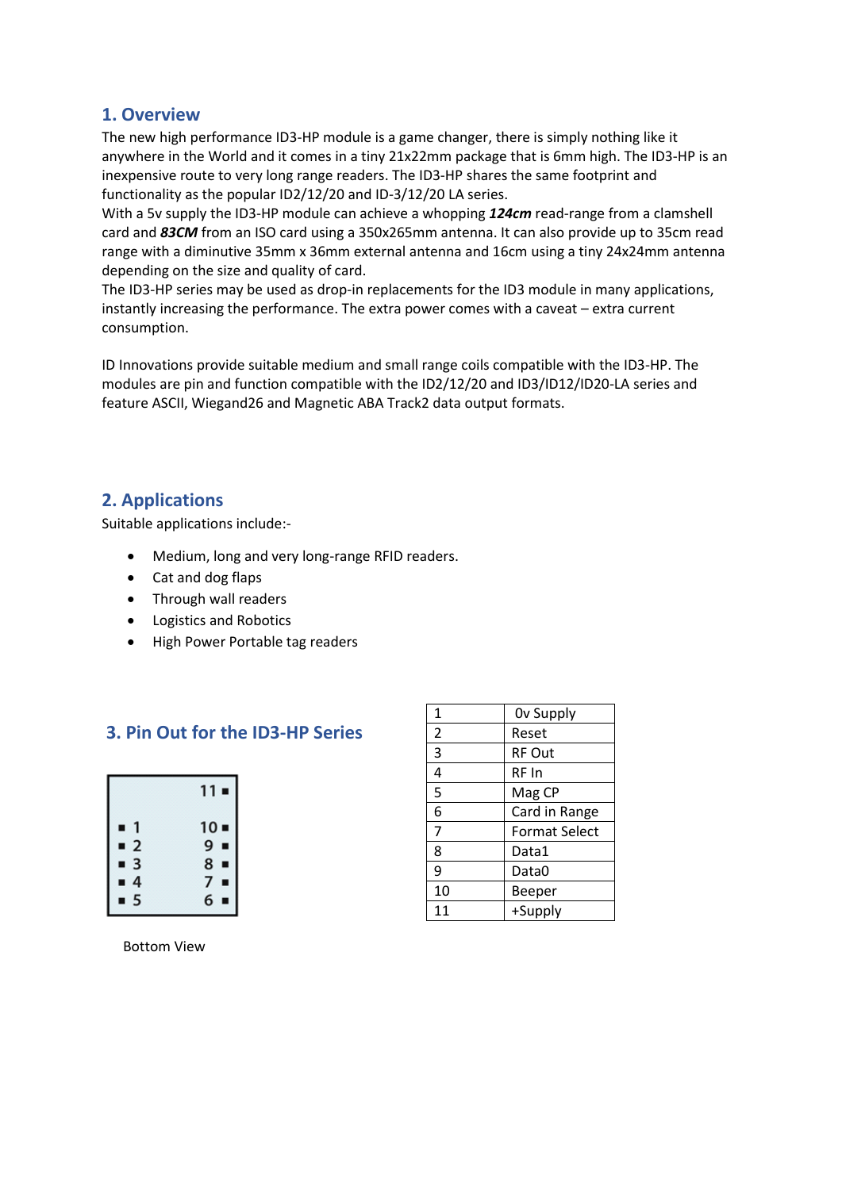## 1. Overview

The new high performance ID3-HP module is a game changer, there is simply nothing like it anywhere in the World and it comes in a tiny 21x22mm package that is 6mm high. The ID3-HP is an inexpensive route to very long range readers. The ID3-HP shares the same footprint and functionality as the popular ID2/12/20 and ID-3/12/20 LA series.

With a 5v supply the ID3-HP module can achieve a whopping ***124cm*** read-range from a clamshell card and ***83CM*** from an ISO card using a 350x265mm antenna. It can also provide up to 35cm read range with a diminutive 35mm x 36mm external antenna and 16cm using a tiny 24x24mm antenna depending on the size and quality of card.

The ID3-HP series may be used as drop-in replacements for the ID3 module in many applications, instantly increasing the performance. The extra power comes with a caveat – extra current consumption.

ID Innovations provide suitable medium and small range coils compatible with the ID3-HP. The modules are pin and function compatible with the ID2/12/20 and ID3/ID12/ID20-LA series and feature ASCII, Wiegand26 and Magnetic ABA Track2 data output formats.

## 2. Applications

Suitable applications include:-

- Medium, long and very long-range RFID readers.
- Cat and dog flaps
- Through wall readers
- Logistics and Robotics
- High Power Portable tag readers

## 3. Pin Out for the ID3-HP Series

```
            11 ■

■ 1         10 ■
■ 2          9 ■
■ 3          8 ■
■ 4          7 ■
■ 5          6 ■
```

Bottom View

| Pin | Function |
|---|---|
| 1 | 0v Supply |
| 2 | Reset |
| 3 | RF Out |
| 4 | RF In |
| 5 | Mag CP |
| 6 | Card in Range |
| 7 | Format Select |
| 8 | Data1 |
| 9 | Data0 |
| 10 | Beeper |
| 11 | +Supply |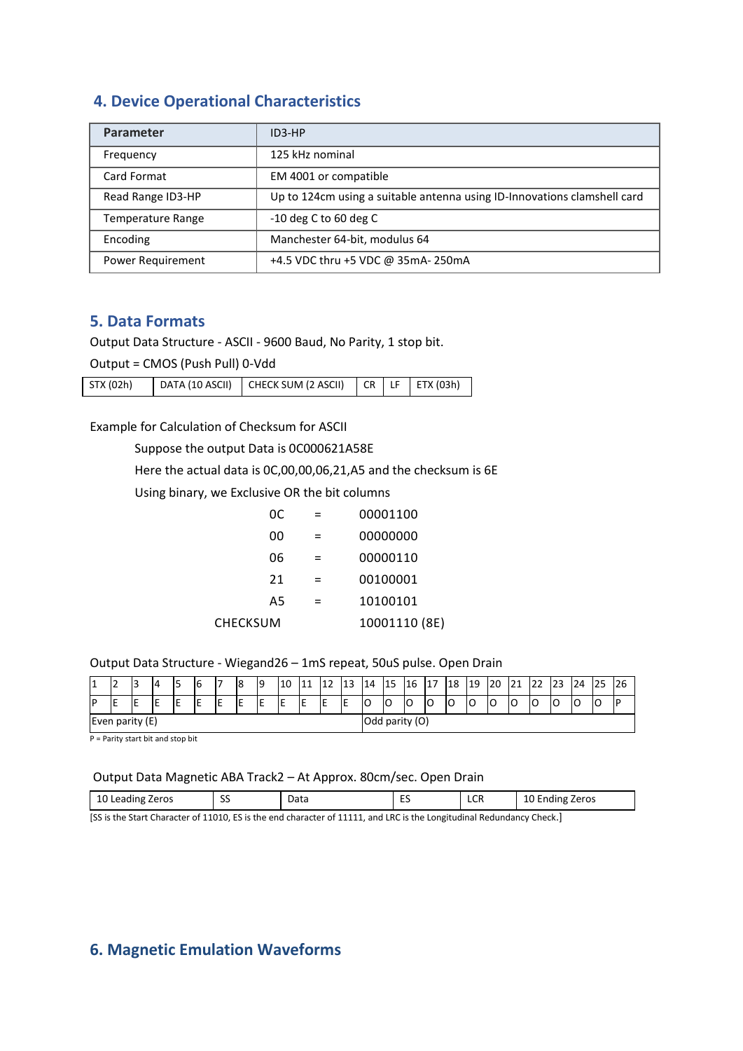## 4. Device Operational Characteristics

| Parameter | ID3-HP |
|---|---|
| Frequency | 125 kHz nominal |
| Card Format | EM 4001 or compatible |
| Read Range ID3-HP | Up to 124cm using a suitable antenna using ID-Innovations clamshell card |
| Temperature Range | -10 deg C to 60 deg C |
| Encoding | Manchester 64-bit, modulus 64 |
| Power Requirement | +4.5 VDC thru +5 VDC @ 35mA- 250mA |

## 5. Data Formats

Output Data Structure - ASCII - 9600 Baud, No Parity, 1 stop bit.

Output = CMOS (Push Pull) 0-Vdd

| STX (02h) | DATA (10 ASCII) | CHECK SUM (2 ASCII) | CR | LF | ETX (03h) |
|---|---|---|---|---|---|

Example for Calculation of Checksum for ASCII

Suppose the output Data is 0C000621A58E

Here the actual data is 0C,00,00,06,21,A5 and the checksum is 6E

Using binary, we Exclusive OR the bit columns

| | | |
|---|---|---|
| 0C | = | 00001100 |
| 00 | = | 00000000 |
| 06 | = | 00000110 |
| 21 | = | 00100001 |
| A5 | = | 10100101 |
| CHECKSUM | | 10001110 (8E) |

Output Data Structure - Wiegand26 – 1mS repeat, 50uS pulse. Open Drain

| 1 | 2 | 3 | 4 | 5 | 6 | 7 | 8 | 9 | 10 | 11 | 12 | 13 | 14 | 15 | 16 | 17 | 18 | 19 | 20 | 21 | 22 | 23 | 24 | 25 | 26 |
|---|---|---|---|---|---|---|---|---|---|---|---|---|---|---|---|---|---|---|---|---|---|---|---|---|---|
| P | E | E | E | E | E | E | E | E | E | E | E | E | O | O | O | O | O | O | O | O | O | O | O | O | P |
| Even parity (E) | | | | | | | | | | | | | Odd parity (O) | | | | | | | | | | | | |

P = Parity start bit and stop bit

Output Data Magnetic ABA Track2 – At Approx. 80cm/sec. Open Drain

| 10 Leading Zeros | SS | Data | ES | LCR | 10 Ending Zeros |
|---|---|---|---|---|---|

[SS is the Start Character of 11010, ES is the end character of 11111, and LRC is the Longitudinal Redundancy Check.]

## 6. Magnetic Emulation Waveforms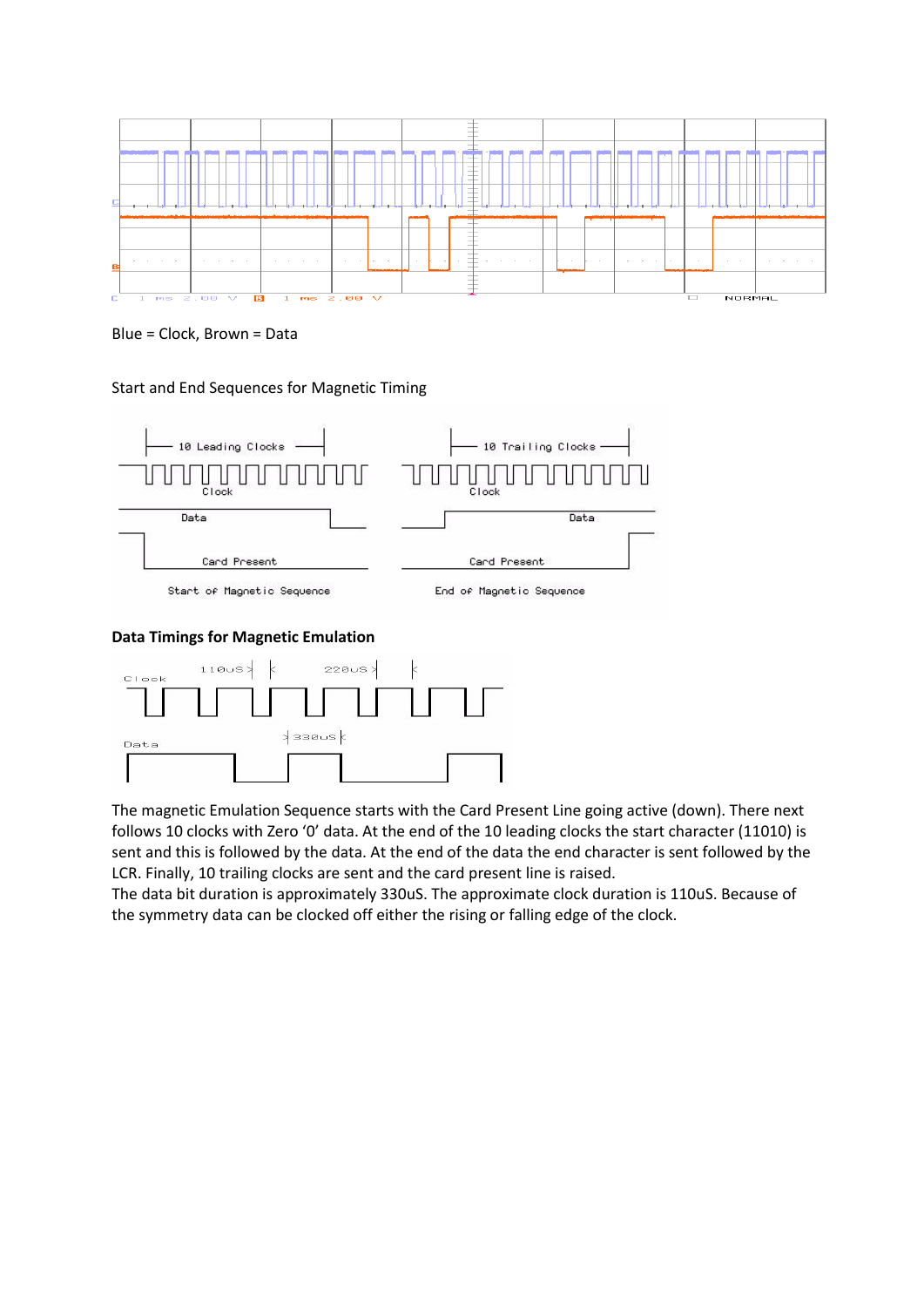Blue = Clock, Brown = Data

Start and End Sequences for Magnetic Timing

**Data Timings for Magnetic Emulation**

The magnetic Emulation Sequence starts with the Card Present Line going active (down). There next follows 10 clocks with Zero '0' data. At the end of the 10 leading clocks the start character (11010) is sent and this is followed by the data. At the end of the data the end character is sent followed by the LCR. Finally, 10 trailing clocks are sent and the card present line is raised.
The data bit duration is approximately 330uS. The approximate clock duration is 110uS. Because of the symmetry data can be clocked off either the rising or falling edge of the clock.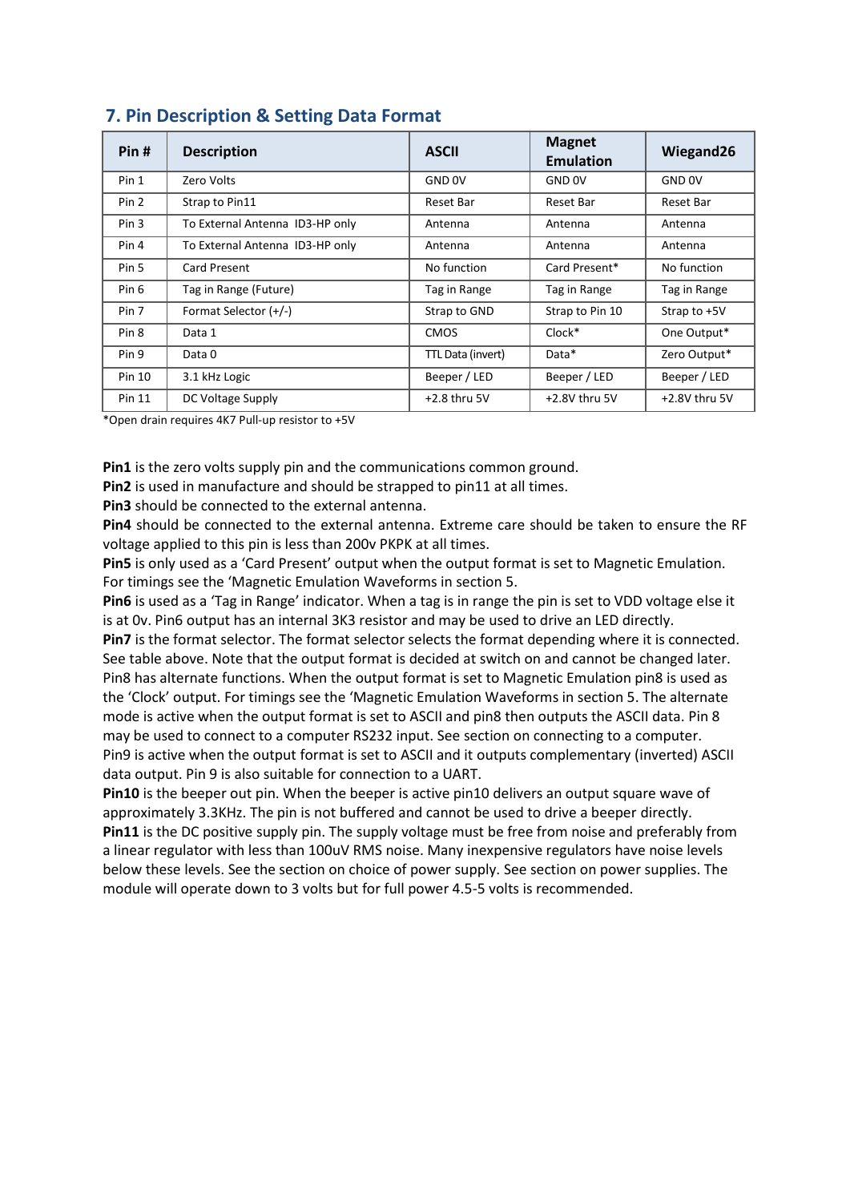## 7. Pin Description & Setting Data Format

| Pin # | Description | ASCII | Magnet Emulation | Wiegand26 |
|---|---|---|---|---|
| Pin 1 | Zero Volts | GND 0V | GND 0V | GND 0V |
| Pin 2 | Strap to Pin11 | Reset Bar | Reset Bar | Reset Bar |
| Pin 3 | To External Antenna ID3-HP only | Antenna | Antenna | Antenna |
| Pin 4 | To External Antenna ID3-HP only | Antenna | Antenna | Antenna |
| Pin 5 | Card Present | No function | Card Present* | No function |
| Pin 6 | Tag in Range (Future) | Tag in Range | Tag in Range | Tag in Range |
| Pin 7 | Format Selector (+/-) | Strap to GND | Strap to Pin 10 | Strap to +5V |
| Pin 8 | Data 1 | CMOS | Clock* | One Output* |
| Pin 9 | Data 0 | TTL Data (invert) | Data* | Zero Output* |
| Pin 10 | 3.1 kHz Logic | Beeper / LED | Beeper / LED | Beeper / LED |
| Pin 11 | DC Voltage Supply | +2.8 thru 5V | +2.8V thru 5V | +2.8V thru 5V |

*Open drain requires 4K7 Pull-up resistor to +5V

**Pin1** is the zero volts supply pin and the communications common ground.
**Pin2** is used in manufacture and should be strapped to pin11 at all times.
**Pin3** should be connected to the external antenna.
**Pin4** should be connected to the external antenna. Extreme care should be taken to ensure the RF voltage applied to this pin is less than 200v PKPK at all times.
**Pin5** is only used as a 'Card Present' output when the output format is set to Magnetic Emulation. For timings see the 'Magnetic Emulation Waveforms in section 5.
**Pin6** is used as a 'Tag in Range' indicator. When a tag is in range the pin is set to VDD voltage else it is at 0v. Pin6 output has an internal 3K3 resistor and may be used to drive an LED directly.
**Pin7** is the format selector. The format selector selects the format depending where it is connected. See table above. Note that the output format is decided at switch on and cannot be changed later.
Pin8 has alternate functions. When the output format is set to Magnetic Emulation pin8 is used as the 'Clock' output. For timings see the 'Magnetic Emulation Waveforms in section 5. The alternate mode is active when the output format is set to ASCII and pin8 then outputs the ASCII data. Pin 8 may be used to connect to a computer RS232 input. See section on connecting to a computer.
Pin9 is active when the output format is set to ASCII and it outputs complementary (inverted) ASCII data output. Pin 9 is also suitable for connection to a UART.
**Pin10** is the beeper out pin. When the beeper is active pin10 delivers an output square wave of approximately 3.3KHz. The pin is not buffered and cannot be used to drive a beeper directly.
**Pin11** is the DC positive supply pin. The supply voltage must be free from noise and preferably from a linear regulator with less than 100uV RMS noise. Many inexpensive regulators have noise levels below these levels. See the section on choice of power supply. See section on power supplies. The module will operate down to 3 volts but for full power 4.5-5 volts is recommended.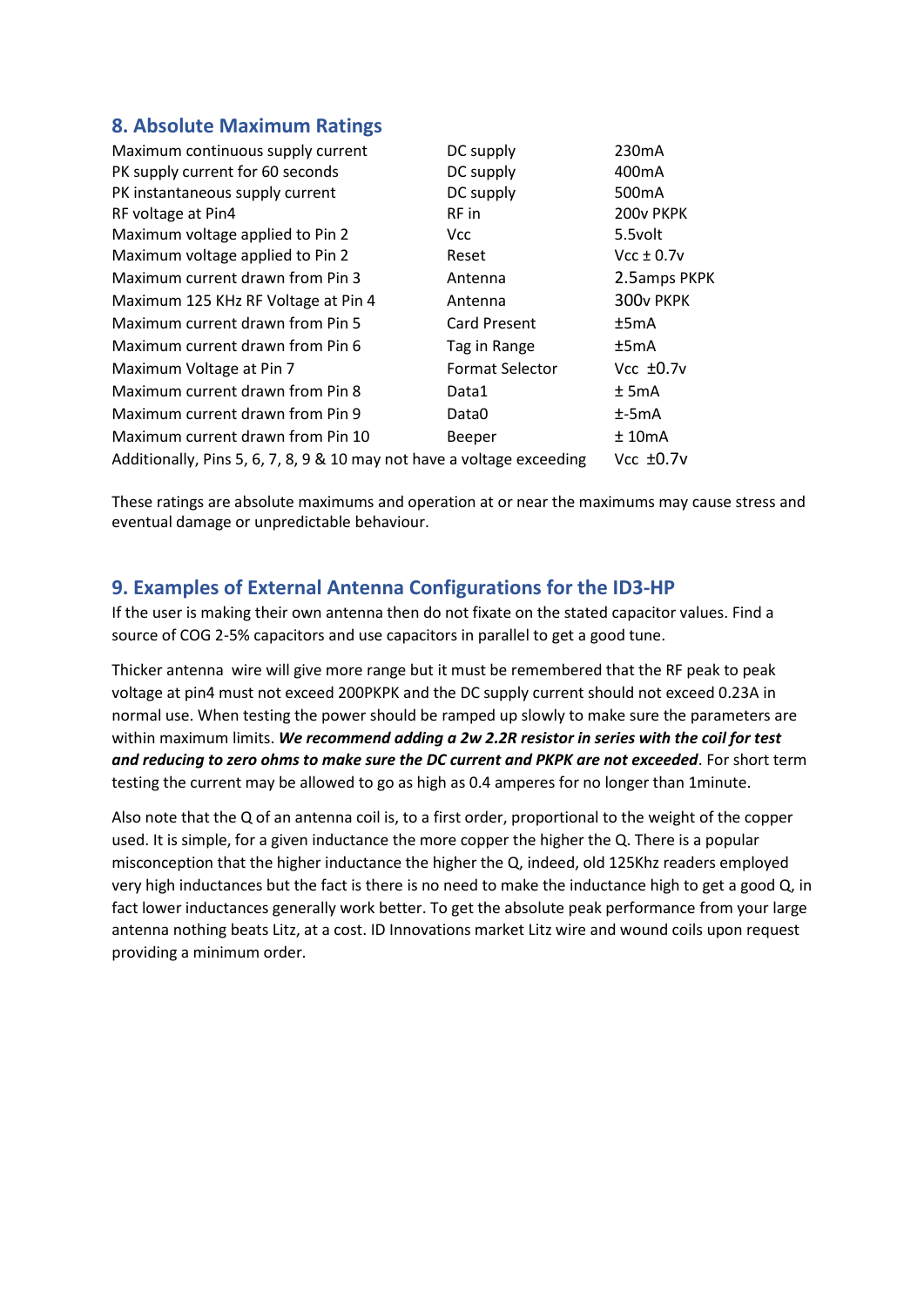## 8. Absolute Maximum Ratings

| | | |
|---|---|---|
| Maximum continuous supply current | DC supply | 230mA |
| PK supply current for 60 seconds | DC supply | 400mA |
| PK instantaneous supply current | DC supply | 500mA |
| RF voltage at Pin4 | RF in | 200v PKPK |
| Maximum voltage applied to Pin 2 | Vcc | 5.5volt |
| Maximum voltage applied to Pin 2 | Reset | Vcc ± 0.7v |
| Maximum current drawn from Pin 3 | Antenna | 2.5amps PKPK |
| Maximum 125 KHz RF Voltage at Pin 4 | Antenna | 300v PKPK |
| Maximum current drawn from Pin 5 | Card Present | ±5mA |
| Maximum current drawn from Pin 6 | Tag in Range | ±5mA |
| Maximum Voltage at Pin 7 | Format Selector | Vcc ±0.7v |
| Maximum current drawn from Pin 8 | Data1 | ± 5mA |
| Maximum current drawn from Pin 9 | Data0 | ±-5mA |
| Maximum current drawn from Pin 10 | Beeper | ± 10mA |
| Additionally, Pins 5, 6, 7, 8, 9 & 10 may not have a voltage exceeding | | Vcc ±0.7v |

These ratings are absolute maximums and operation at or near the maximums may cause stress and eventual damage or unpredictable behaviour.

## 9. Examples of External Antenna Configurations for the ID3-HP

If the user is making their own antenna then do not fixate on the stated capacitor values. Find a source of COG 2-5% capacitors and use capacitors in parallel to get a good tune.

Thicker antenna wire will give more range but it must be remembered that the RF peak to peak voltage at pin4 must not exceed 200PKPK and the DC supply current should not exceed 0.23A in normal use. When testing the power should be ramped up slowly to make sure the parameters are within maximum limits. ***We recommend adding a 2w 2.2R resistor in series with the coil for test and reducing to zero ohms to make sure the DC current and PKPK are not exceeded***. For short term testing the current may be allowed to go as high as 0.4 amperes for no longer than 1minute.

Also note that the Q of an antenna coil is, to a first order, proportional to the weight of the copper used. It is simple, for a given inductance the more copper the higher the Q. There is a popular misconception that the higher inductance the higher the Q, indeed, old 125Khz readers employed very high inductances but the fact is there is no need to make the inductance high to get a good Q, in fact lower inductances generally work better. To get the absolute peak performance from your large antenna nothing beats Litz, at a cost. ID Innovations market Litz wire and wound coils upon request providing a minimum order.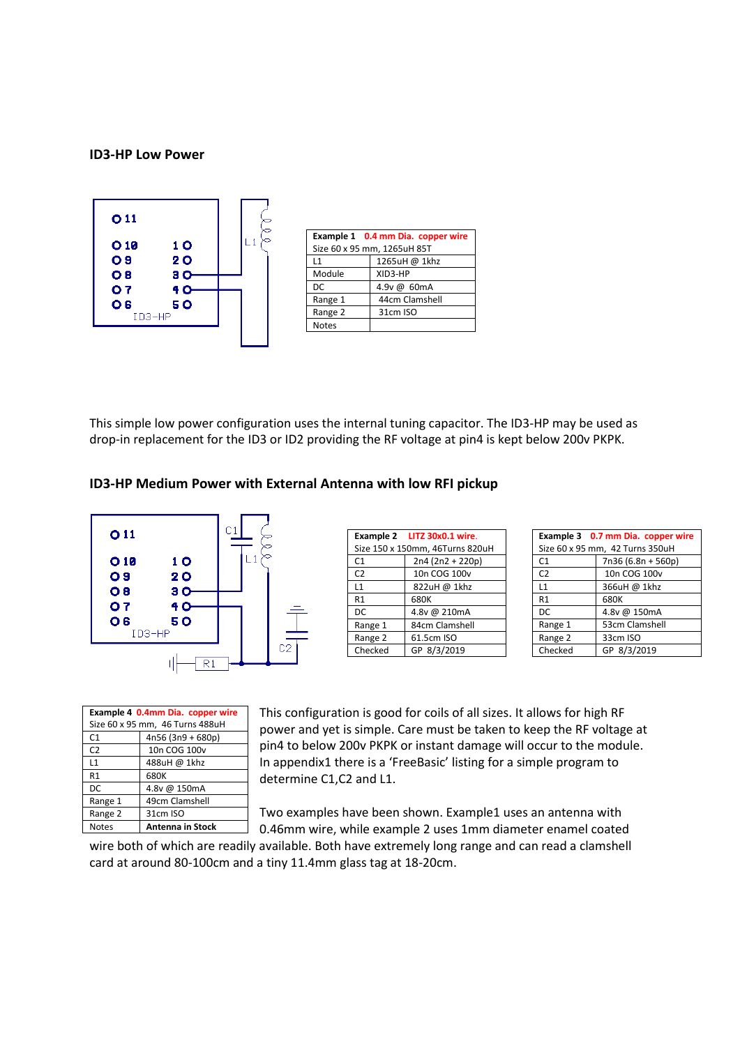## ID3-HP Low Power

| Example 1 0.4 mm Dia. copper wire | |
|---|---|
| Size 60 x 95 mm, 1265uH 85T | |
| L1 | 1265uH @ 1khz |
| Module | XID3-HP |
| DC | 4.9v @ 60mA |
| Range 1 | 44cm Clamshell |
| Range 2 | 31cm ISO |
| Notes | |

This simple low power configuration uses the internal tuning capacitor. The ID3-HP may be used as drop-in replacement for the ID3 or ID2 providing the RF voltage at pin4 is kept below 200v PKPK.

## ID3-HP Medium Power with External Antenna with low RFI pickup

| Example 2 LITZ 30x0.1 wire. | |
|---|---|
| Size 150 x 150mm, 46Turns 820uH | |
| C1 | 2n4 (2n2 + 220p) |
| C2 | 10n COG 100v |
| L1 | 822uH @ 1khz |
| R1 | 680K |
| DC | 4.8v @ 210mA |
| Range 1 | 84cm Clamshell |
| Range 2 | 61.5cm ISO |
| Checked | GP 8/3/2019 |

| Example 3 0.7 mm Dia. copper wire | |
|---|---|
| Size 60 x 95 mm, 42 Turns 350uH | |
| C1 | 7n36 (6.8n + 560p) |
| C2 | 10n COG 100v |
| L1 | 366uH @ 1khz |
| R1 | 680K |
| DC | 4.8v @ 150mA |
| Range 1 | 53cm Clamshell |
| Range 2 | 33cm ISO |
| Checked | GP 8/3/2019 |

| Example 4 0.4mm Dia. copper wire | |
|---|---|
| Size 60 x 95 mm, 46 Turns 488uH | |
| C1 | 4n56 (3n9 + 680p) |
| C2 | 10n COG 100v |
| L1 | 488uH @ 1khz |
| R1 | 680K |
| DC | 4.8v @ 150mA |
| Range 1 | 49cm Clamshell |
| Range 2 | 31cm ISO |
| Notes | **Antenna in Stock** |

This configuration is good for coils of all sizes. It allows for high RF power and yet is simple. Care must be taken to keep the RF voltage at pin4 to below 200v PKPK or instant damage will occur to the module. In appendix1 there is a 'FreeBasic' listing for a simple program to determine C1,C2 and L1.

Two examples have been shown. Example1 uses an antenna with 0.46mm wire, while example 2 uses 1mm diameter enamel coated wire both of which are readily available. Both have extremely long range and can read a clamshell card at around 80-100cm and a tiny 11.4mm glass tag at 18-20cm.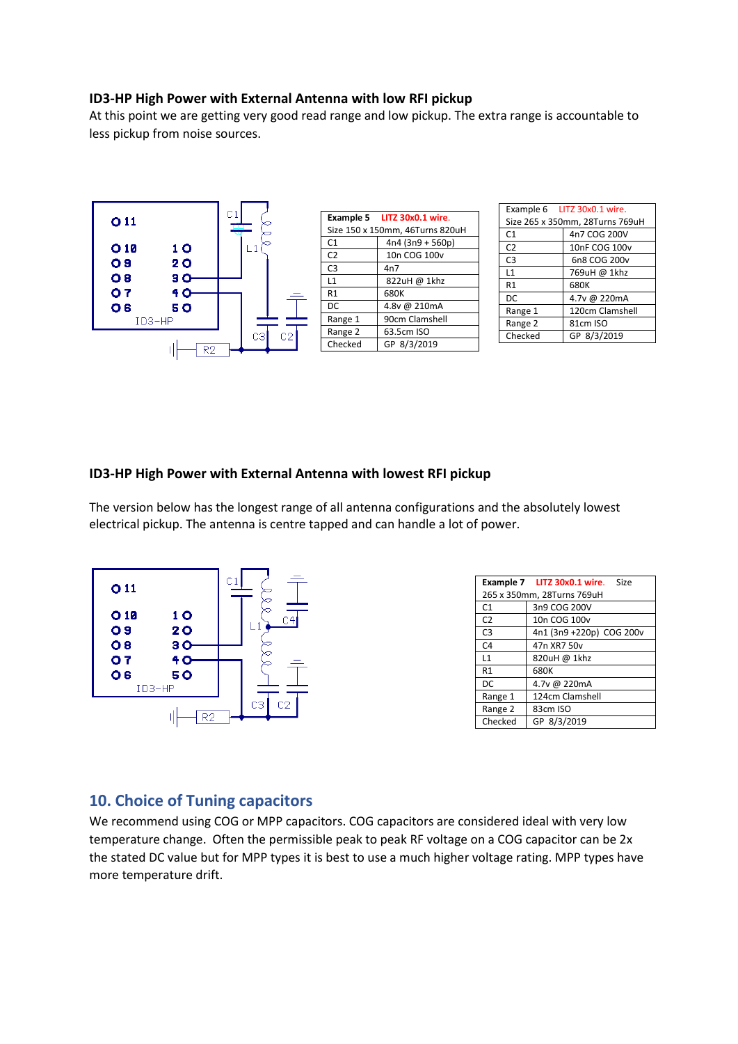### ID3-HP High Power with External Antenna with low RFI pickup

At this point we are getting very good read range and low pickup. The extra range is accountable to less pickup from noise sources.

| Example 5 LITZ 30x0.1 wire. | |
|---|---|
| Size 150 x 150mm, 46Turns 820uH | |
| C1 | 4n4 (3n9 + 560p) |
| C2 | 10n COG 100v |
| C3 | 4n7 |
| L1 | 822uH @ 1khz |
| R1 | 680K |
| DC | 4.8v @ 210mA |
| Range 1 | 90cm Clamshell |
| Range 2 | 63.5cm ISO |
| Checked | GP 8/3/2019 |

| Example 6 LITZ 30x0.1 wire. | |
|---|---|
| Size 265 x 350mm, 28Turns 769uH | |
| C1 | 4n7 COG 200V |
| C2 | 10nF COG 100v |
| C3 | 6n8 COG 200v |
| L1 | 769uH @ 1khz |
| R1 | 680K |
| DC | 4.7v @ 220mA |
| Range 1 | 120cm Clamshell |
| Range 2 | 81cm ISO |
| Checked | GP 8/3/2019 |

### ID3-HP High Power with External Antenna with lowest RFI pickup

The version below has the longest range of all antenna configurations and the absolutely lowest electrical pickup. The antenna is centre tapped and can handle a lot of power.

| Example 7 LITZ 30x0.1 wire. Size | |
|---|---|
| 265 x 350mm, 28Turns 769uH | |
| C1 | 3n9 COG 200V |
| C2 | 10n COG 100v |
| C3 | 4n1 (3n9 +220p) COG 200v |
| C4 | 47n XR7 50v |
| L1 | 820uH @ 1khz |
| R1 | 680K |
| DC | 4.7v @ 220mA |
| Range 1 | 124cm Clamshell |
| Range 2 | 83cm ISO |
| Checked | GP 8/3/2019 |

## 10. Choice of Tuning capacitors

We recommend using COG or MPP capacitors. COG capacitors are considered ideal with very low temperature change. Often the permissible peak to peak RF voltage on a COG capacitor can be 2x the stated DC value but for MPP types it is best to use a much higher voltage rating. MPP types have more temperature drift.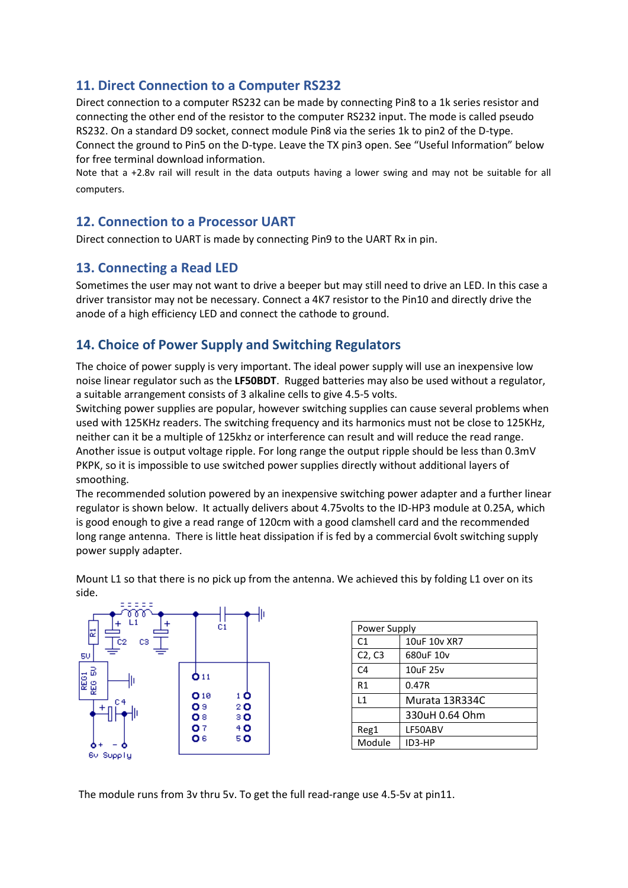## 11. Direct Connection to a Computer RS232

Direct connection to a computer RS232 can be made by connecting Pin8 to a 1k series resistor and connecting the other end of the resistor to the computer RS232 input. The mode is called pseudo RS232. On a standard D9 socket, connect module Pin8 via the series 1k to pin2 of the D-type. Connect the ground to Pin5 on the D-type. Leave the TX pin3 open. See "Useful Information" below for free terminal download information.

Note that a +2.8v rail will result in the data outputs having a lower swing and may not be suitable for all computers.

## 12. Connection to a Processor UART

Direct connection to UART is made by connecting Pin9 to the UART Rx in pin.

## 13. Connecting a Read LED

Sometimes the user may not want to drive a beeper but may still need to drive an LED. In this case a driver transistor may not be necessary. Connect a 4K7 resistor to the Pin10 and directly drive the anode of a high efficiency LED and connect the cathode to ground.

## 14. Choice of Power Supply and Switching Regulators

The choice of power supply is very important. The ideal power supply will use an inexpensive low noise linear regulator such as the **LF50BDT**. Rugged batteries may also be used without a regulator, a suitable arrangement consists of 3 alkaline cells to give 4.5-5 volts.

Switching power supplies are popular, however switching supplies can cause several problems when used with 125KHz readers. The switching frequency and its harmonics must not be close to 125KHz, neither can it be a multiple of 125khz or interference can result and will reduce the read range. Another issue is output voltage ripple. For long range the output ripple should be less than 0.3mV PKPK, so it is impossible to use switched power supplies directly without additional layers of smoothing.

The recommended solution powered by an inexpensive switching power adapter and a further linear regulator is shown below. It actually delivers about 4.75volts to the ID-HP3 module at 0.25A, which is good enough to give a read range of 120cm with a good clamshell card and the recommended long range antenna. There is little heat dissipation if is fed by a commercial 6volt switching supply power supply adapter.

Mount L1 so that there is no pick up from the antenna. We achieved this by folding L1 over on its side.

| Power Supply | |
|---|---|
| C1 | 10uF 10v XR7 |
| C2, C3 | 680uF 10v |
| C4 | 10uF 25v |
| R1 | 0.47R |
| L1 | Murata 13R334C |
| | 330uH 0.64 Ohm |
| Reg1 | LF50ABV |
| Module | ID3-HP |

The module runs from 3v thru 5v. To get the full read-range use 4.5-5v at pin11.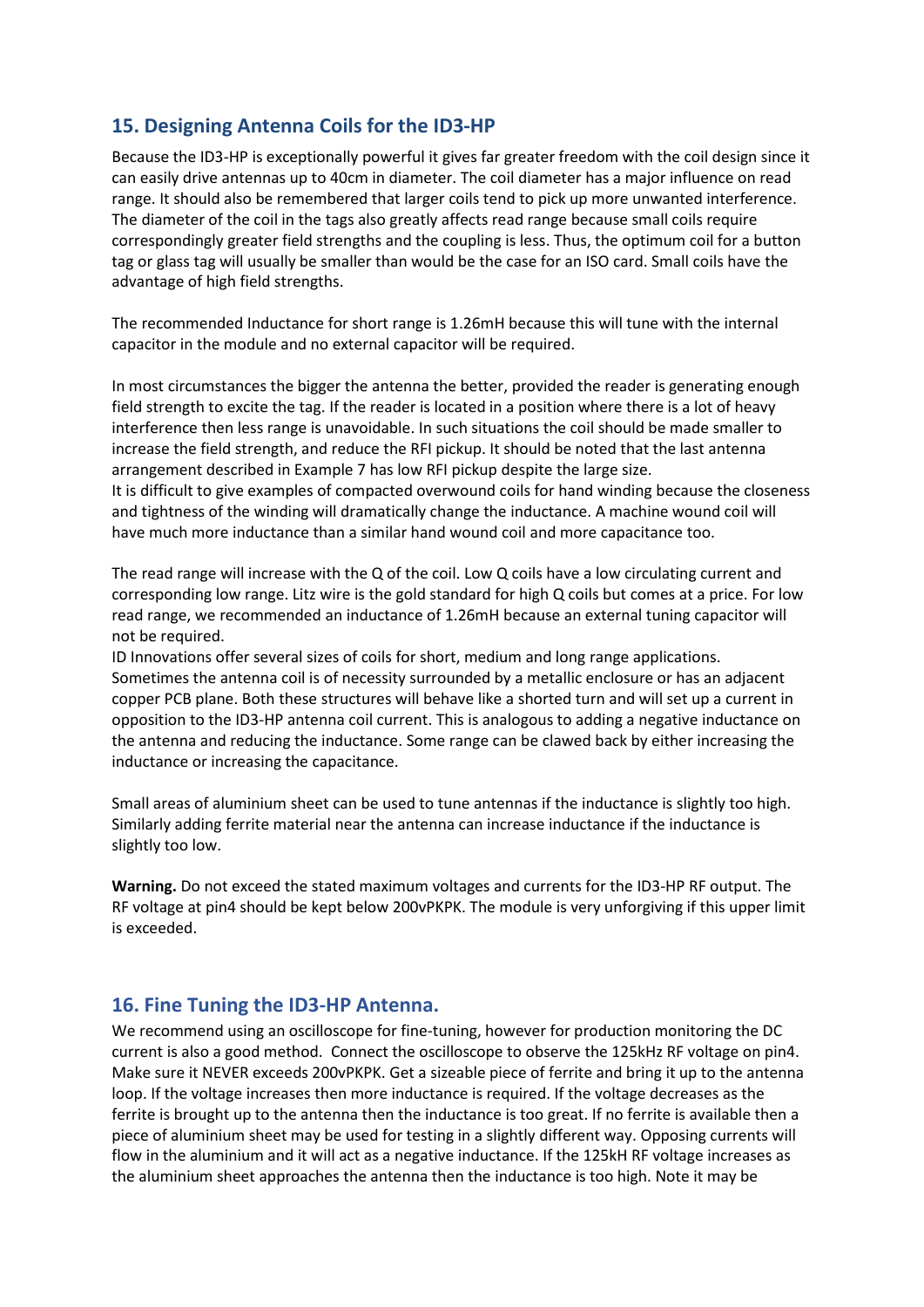## 15. Designing Antenna Coils for the ID3-HP

Because the ID3-HP is exceptionally powerful it gives far greater freedom with the coil design since it can easily drive antennas up to 40cm in diameter. The coil diameter has a major influence on read range. It should also be remembered that larger coils tend to pick up more unwanted interference. The diameter of the coil in the tags also greatly affects read range because small coils require correspondingly greater field strengths and the coupling is less. Thus, the optimum coil for a button tag or glass tag will usually be smaller than would be the case for an ISO card. Small coils have the advantage of high field strengths.

The recommended Inductance for short range is 1.26mH because this will tune with the internal capacitor in the module and no external capacitor will be required.

In most circumstances the bigger the antenna the better, provided the reader is generating enough field strength to excite the tag. If the reader is located in a position where there is a lot of heavy interference then less range is unavoidable. In such situations the coil should be made smaller to increase the field strength, and reduce the RFI pickup. It should be noted that the last antenna arrangement described in Example 7 has low RFI pickup despite the large size.
It is difficult to give examples of compacted overwound coils for hand winding because the closeness and tightness of the winding will dramatically change the inductance. A machine wound coil will have much more inductance than a similar hand wound coil and more capacitance too.

The read range will increase with the Q of the coil. Low Q coils have a low circulating current and corresponding low range. Litz wire is the gold standard for high Q coils but comes at a price. For low read range, we recommended an inductance of 1.26mH because an external tuning capacitor will not be required.
ID Innovations offer several sizes of coils for short, medium and long range applications.
Sometimes the antenna coil is of necessity surrounded by a metallic enclosure or has an adjacent copper PCB plane. Both these structures will behave like a shorted turn and will set up a current in opposition to the ID3-HP antenna coil current. This is analogous to adding a negative inductance on the antenna and reducing the inductance. Some range can be clawed back by either increasing the inductance or increasing the capacitance.

Small areas of aluminium sheet can be used to tune antennas if the inductance is slightly too high. Similarly adding ferrite material near the antenna can increase inductance if the inductance is slightly too low.

**Warning.** Do not exceed the stated maximum voltages and currents for the ID3-HP RF output. The RF voltage at pin4 should be kept below 200vPKPK. The module is very unforgiving if this upper limit is exceeded.

## 16. Fine Tuning the ID3-HP Antenna.

We recommend using an oscilloscope for fine-tuning, however for production monitoring the DC current is also a good method. Connect the oscilloscope to observe the 125kHz RF voltage on pin4. Make sure it NEVER exceeds 200vPKPK. Get a sizeable piece of ferrite and bring it up to the antenna loop. If the voltage increases then more inductance is required. If the voltage decreases as the ferrite is brought up to the antenna then the inductance is too great. If no ferrite is available then a piece of aluminium sheet may be used for testing in a slightly different way. Opposing currents will flow in the aluminium and it will act as a negative inductance. If the 125kH RF voltage increases as the aluminium sheet approaches the antenna then the inductance is too high. Note it may be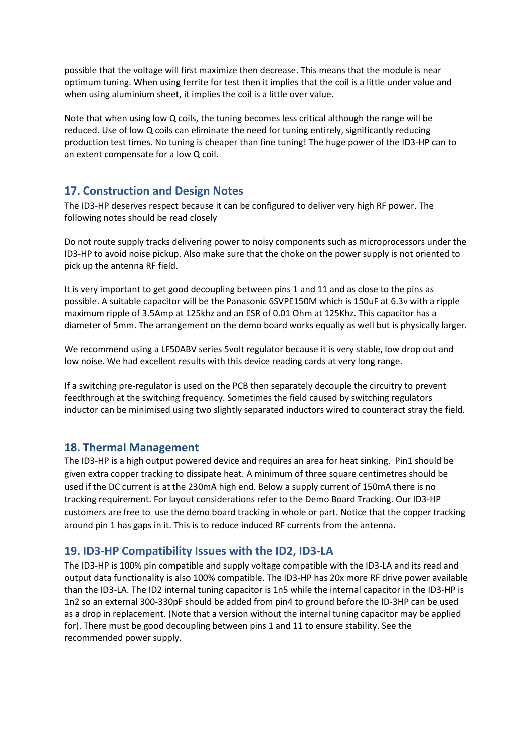possible that the voltage will first maximize then decrease. This means that the module is near optimum tuning. When using ferrite for test then it implies that the coil is a little under value and when using aluminium sheet, it implies the coil is a little over value.

Note that when using low Q coils, the tuning becomes less critical although the range will be reduced. Use of low Q coils can eliminate the need for tuning entirely, significantly reducing production test times. No tuning is cheaper than fine tuning! The huge power of the ID3-HP can to an extent compensate for a low Q coil.

## 17. Construction and Design Notes

The ID3-HP deserves respect because it can be configured to deliver very high RF power. The following notes should be read closely

Do not route supply tracks delivering power to noisy components such as microprocessors under the ID3-HP to avoid noise pickup. Also make sure that the choke on the power supply is not oriented to pick up the antenna RF field.

It is very important to get good decoupling between pins 1 and 11 and as close to the pins as possible. A suitable capacitor will be the Panasonic 6SVPE150M which is 150uF at 6.3v with a ripple maximum ripple of 3.5Amp at 125khz and an ESR of 0.01 Ohm at 125Khz. This capacitor has a diameter of 5mm. The arrangement on the demo board works equally as well but is physically larger.

We recommend using a LF50ABV series 5volt regulator because it is very stable, low drop out and low noise. We had excellent results with this device reading cards at very long range.

If a switching pre-regulator is used on the PCB then separately decouple the circuitry to prevent feedthrough at the switching frequency. Sometimes the field caused by switching regulators inductor can be minimised using two slightly separated inductors wired to counteract stray the field.

## 18. Thermal Management

The ID3-HP is a high output powered device and requires an area for heat sinking. Pin1 should be given extra copper tracking to dissipate heat. A minimum of three square centimetres should be used if the DC current is at the 230mA high end. Below a supply current of 150mA there is no tracking requirement. For layout considerations refer to the Demo Board Tracking. Our ID3-HP customers are free to use the demo board tracking in whole or part. Notice that the copper tracking around pin 1 has gaps in it. This is to reduce induced RF currents from the antenna.

## 19. ID3-HP Compatibility Issues with the ID2, ID3-LA

The ID3-HP is 100% pin compatible and supply voltage compatible with the ID3-LA and its read and output data functionality is also 100% compatible. The ID3-HP has 20x more RF drive power available than the ID3-LA. The ID2 internal tuning capacitor is 1n5 while the internal capacitor in the ID3-HP is 1n2 so an external 300-330pF should be added from pin4 to ground before the ID-3HP can be used as a drop in replacement. (Note that a version without the internal tuning capacitor may be applied for). There must be good decoupling between pins 1 and 11 to ensure stability. See the recommended power supply.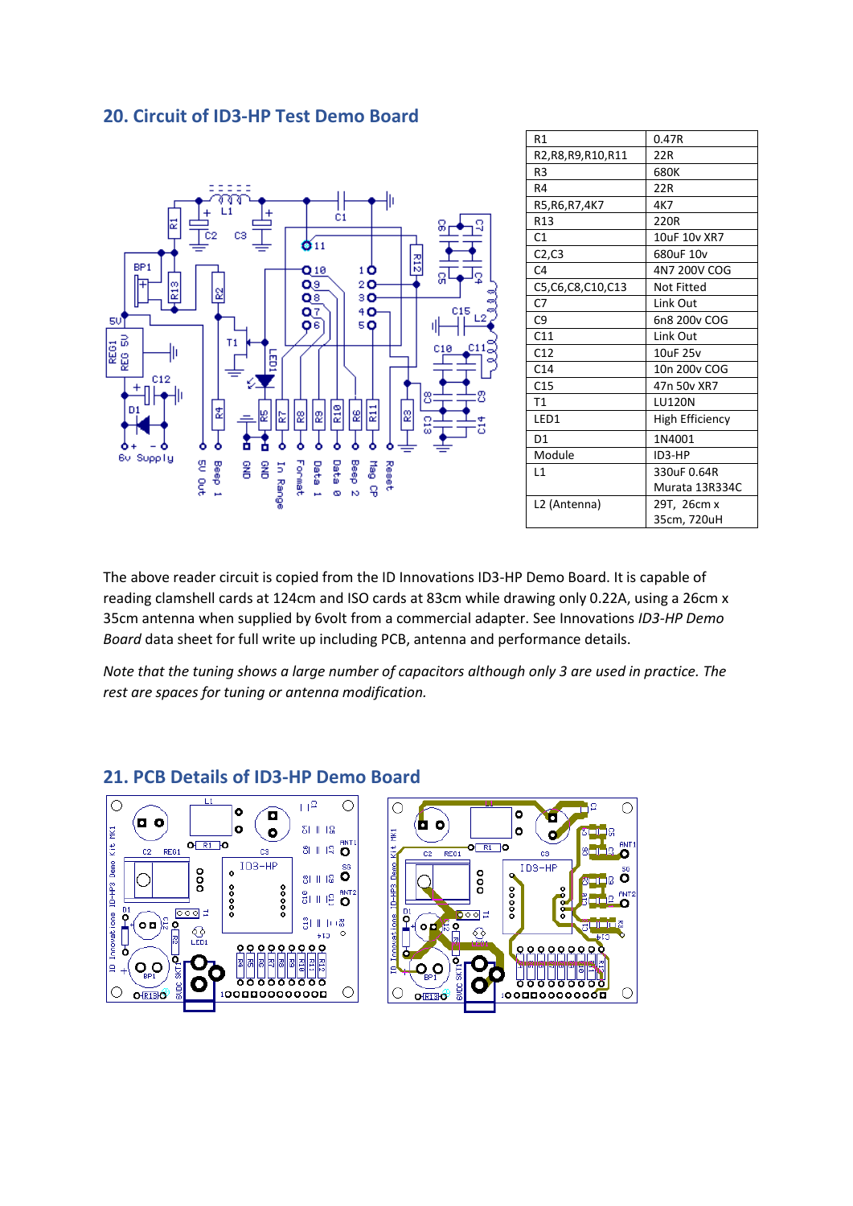## 20. Circuit of ID3-HP Test Demo Board

| R1 | 0.47R |
|---|---|
| R2,R8,R9,R10,R11 | 22R |
| R3 | 680K |
| R4 | 22R |
| R5,R6,R7,4K7 | 4K7 |
| R13 | 220R |
| C1 | 10uF 10v XR7 |
| C2,C3 | 680uF 10v |
| C4 | 4N7 200V COG |
| C5,C6,C8,C10,C13 | Not Fitted |
| C7 | Link Out |
| C9 | 6n8 200v COG |
| C11 | Link Out |
| C12 | 10uF 25v |
| C14 | 10n 200v COG |
| C15 | 47n 50v XR7 |
| T1 | LU120N |
| LED1 | High Efficiency |
| D1 | 1N4001 |
| Module | ID3-HP |
| L1 | 330uF 0.64R Murata 13R334C |
| L2 (Antenna) | 29T, 26cm x 35cm, 720uH |

The above reader circuit is copied from the ID Innovations ID3-HP Demo Board. It is capable of reading clamshell cards at 124cm and ISO cards at 83cm while drawing only 0.22A, using a 26cm x 35cm antenna when supplied by 6volt from a commercial adapter. See Innovations *ID3-HP Demo Board* data sheet for full write up including PCB, antenna and performance details.

*Note that the tuning shows a large number of capacitors although only 3 are used in practice. The rest are spaces for tuning or antenna modification.*

## 21. PCB Details of ID3-HP Demo Board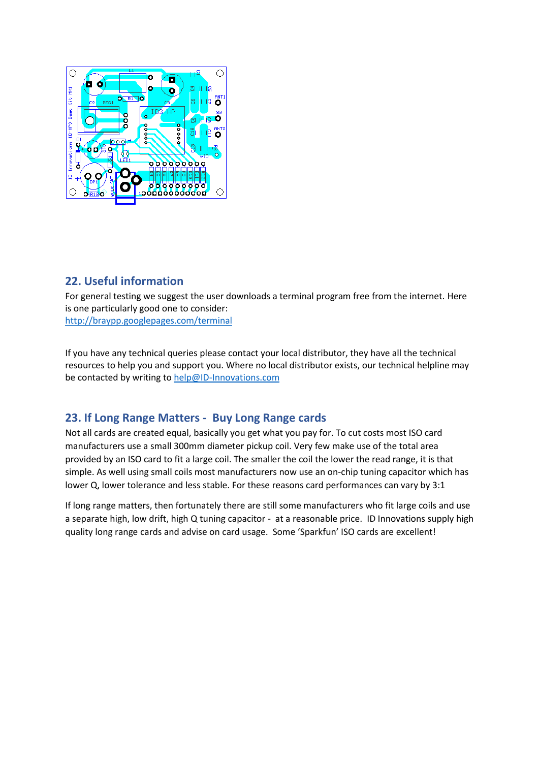## 22. Useful information

For general testing we suggest the user downloads a terminal program free from the internet. Here is one particularly good one to consider:
[http://braypp.googlepages.com/terminal](http://braypp.googlepages.com/terminal)

If you have any technical queries please contact your local distributor, they have all the technical resources to help you and support you. Where no local distributor exists, our technical helpline may be contacted by writing to [help@ID-Innovations.com](mailto:help@ID-Innovations.com)

## 23. If Long Range Matters - Buy Long Range cards

Not all cards are created equal, basically you get what you pay for. To cut costs most ISO card manufacturers use a small 300mm diameter pickup coil. Very few make use of the total area provided by an ISO card to fit a large coil. The smaller the coil the lower the read range, it is that simple. As well using small coils most manufacturers now use an on-chip tuning capacitor which has lower Q, lower tolerance and less stable. For these reasons card performances can vary by 3:1

If long range matters, then fortunately there are still some manufacturers who fit large coils and use a separate high, low drift, high Q tuning capacitor - at a reasonable price. ID Innovations supply high quality long range cards and advise on card usage. Some 'Sparkfun' ISO cards are excellent!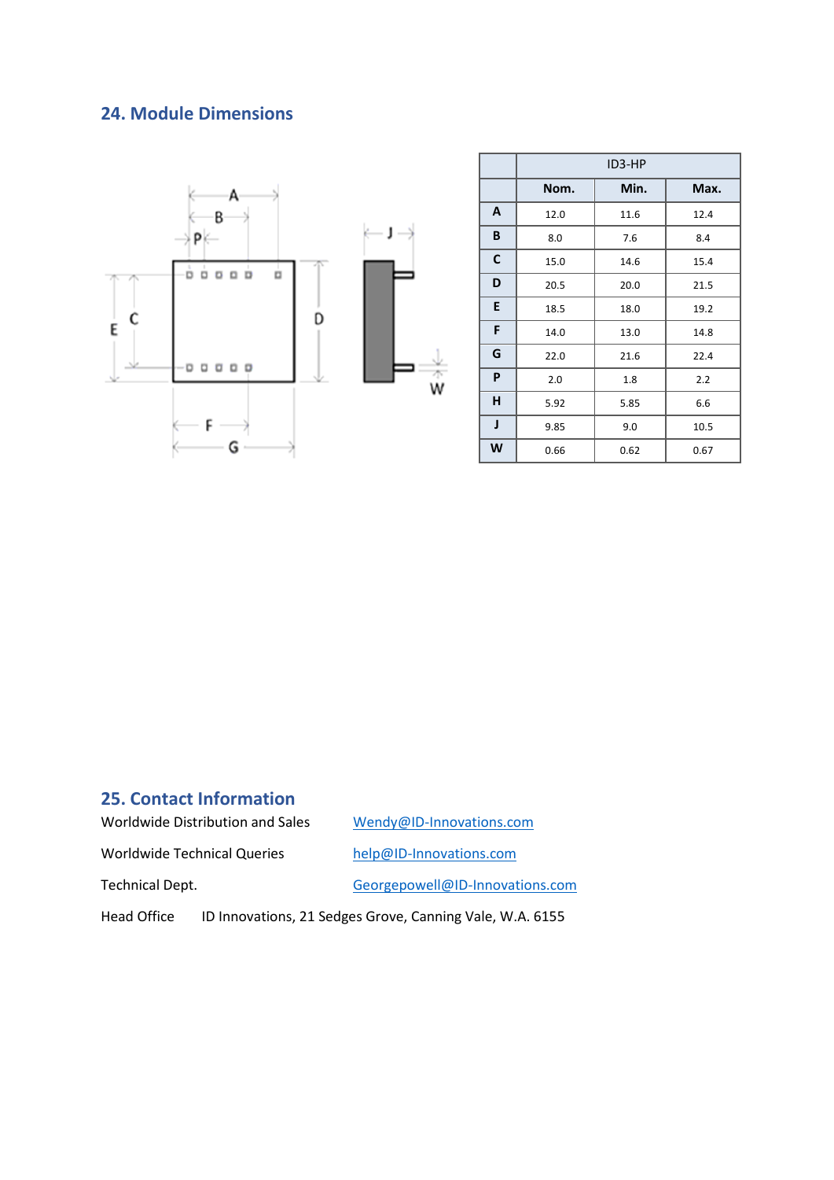## 24. Module Dimensions

| | ID3-HP | | |
|---|---|---|---|
| | **Nom.** | **Min.** | **Max.** |
| **A** | 12.0 | 11.6 | 12.4 |
| **B** | 8.0 | 7.6 | 8.4 |
| **C** | 15.0 | 14.6 | 15.4 |
| **D** | 20.5 | 20.0 | 21.5 |
| **E** | 18.5 | 18.0 | 19.2 |
| **F** | 14.0 | 13.0 | 14.8 |
| **G** | 22.0 | 21.6 | 22.4 |
| **P** | 2.0 | 1.8 | 2.2 |
| **H** | 5.92 | 5.85 | 6.6 |
| **J** | 9.85 | 9.0 | 10.5 |
| **W** | 0.66 | 0.62 | 0.67 |

## 25. Contact Information

Worldwide Distribution and Sales    Wendy@ID-Innovations.com

Worldwide Technical Queries    help@ID-Innovations.com

Technical Dept.    Georgepowell@ID-Innovations.com

Head Office    ID Innovations, 21 Sedges Grove, Canning Vale, W.A. 6155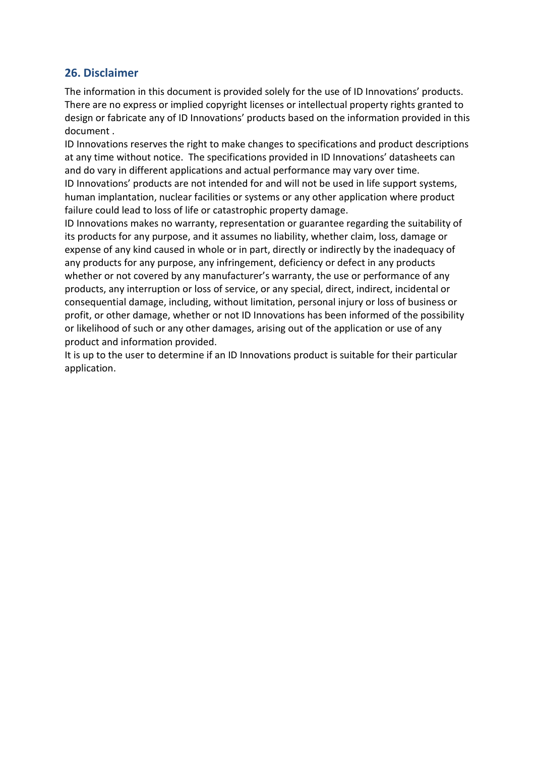## 26. Disclaimer

The information in this document is provided solely for the use of ID Innovations' products. There are no express or implied copyright licenses or intellectual property rights granted to design or fabricate any of ID Innovations' products based on the information provided in this document .

ID Innovations reserves the right to make changes to specifications and product descriptions at any time without notice. The specifications provided in ID Innovations' datasheets can and do vary in different applications and actual performance may vary over time.

ID Innovations' products are not intended for and will not be used in life support systems, human implantation, nuclear facilities or systems or any other application where product failure could lead to loss of life or catastrophic property damage.

ID Innovations makes no warranty, representation or guarantee regarding the suitability of its products for any purpose, and it assumes no liability, whether claim, loss, damage or expense of any kind caused in whole or in part, directly or indirectly by the inadequacy of any products for any purpose, any infringement, deficiency or defect in any products whether or not covered by any manufacturer's warranty, the use or performance of any products, any interruption or loss of service, or any special, direct, indirect, incidental or consequential damage, including, without limitation, personal injury or loss of business or profit, or other damage, whether or not ID Innovations has been informed of the possibility or likelihood of such or any other damages, arising out of the application or use of any product and information provided.

It is up to the user to determine if an ID Innovations product is suitable for their particular application.